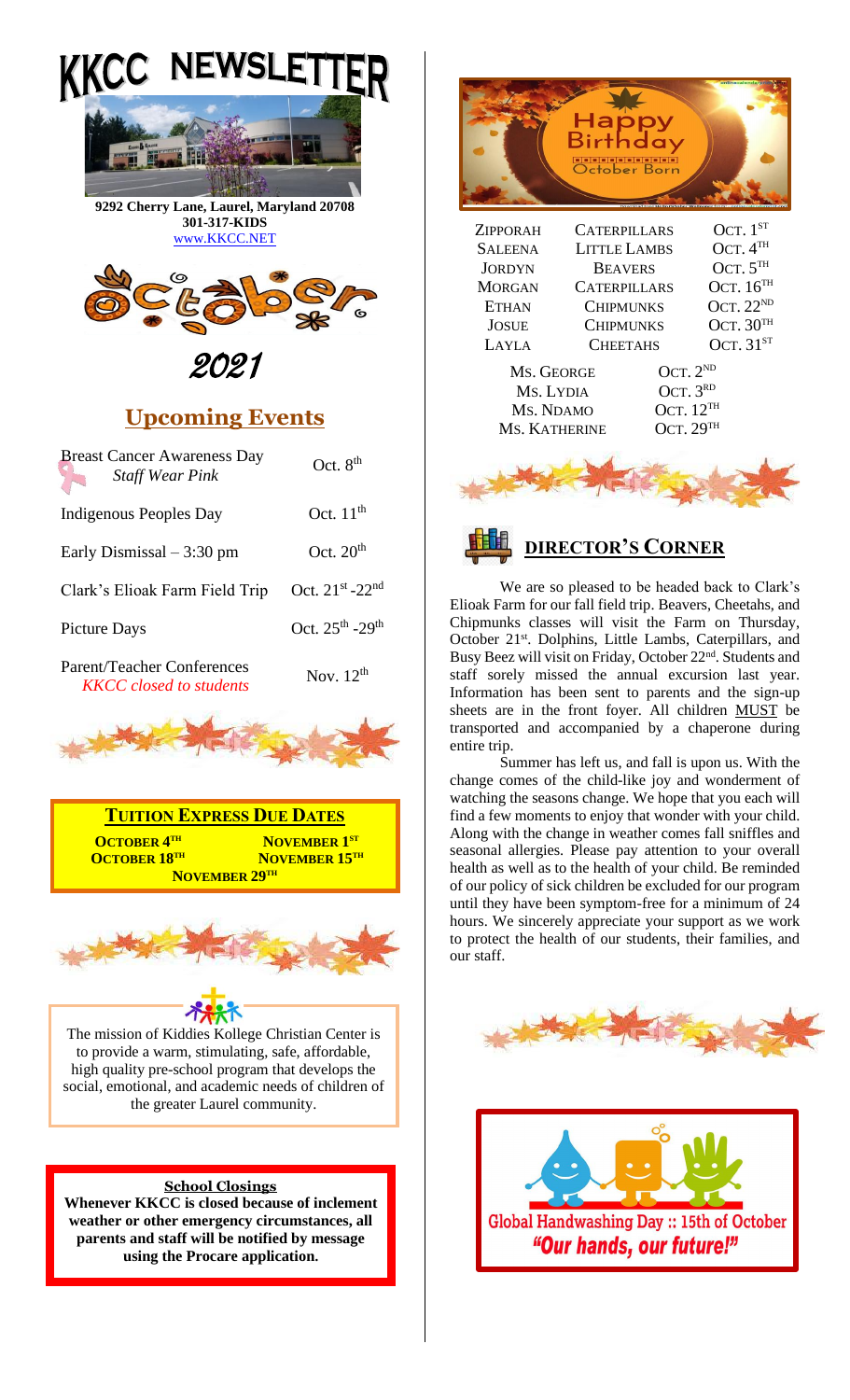# KKCC NEWSLETTER

**9292 Cherry Lane, Laurel, Maryland 20708**
**301-317-KIDS**
www.KKCC.NET

# October 2021

## Upcoming Events

| Event | Date |
|---|---|
| Breast Cancer Awareness Day *Staff Wear Pink* | Oct. 8th |
| Indigenous Peoples Day | Oct. 11th |
| Early Dismissal – 3:30 pm | Oct. 20th |
| Clark's Elioak Farm Field Trip | Oct. 21st -22nd |
| Picture Days | Oct. 25th -29th |
| Parent/Teacher Conferences *KKCC closed to students* | Nov. 12th |

## Tuition Express Due Dates

**October 4th**
**October 18th**
**November 1st**
**November 15th**
**November 29th**

The mission of Kiddies Kollege Christian Center is to provide a warm, stimulating, safe, affordable, high quality pre-school program that develops the social, emotional, and academic needs of children of the greater Laurel community.

**School Closings**

**Whenever KKCC is closed because of inclement weather or other emergency circumstances, all parents and staff will be notified by message using the Procare application.**

## Happy Birthday October Born

| Name | Class | Date |
|---|---|---|
| Zipporah | Caterpillars | Oct. 1st |
| Saleena | Little Lambs | Oct. 4th |
| Jordyn | Beavers | Oct. 5th |
| Morgan | Caterpillars | Oct. 16th |
| Ethan | Chipmunks | Oct. 22nd |
| Josue | Chipmunks | Oct. 30th |
| Layla | Cheetahs | Oct. 31st |

| Name | Date |
|---|---|
| Ms. George | Oct. 2nd |
| Ms. Lydia | Oct. 3rd |
| Ms. Ndamo | Oct. 12th |
| Ms. Katherine | Oct. 29th |

## Director's Corner

We are so pleased to be headed back to Clark's Elioak Farm for our fall field trip. Beavers, Cheetahs, and Chipmunks classes will visit the Farm on Thursday, October 21st. Dolphins, Little Lambs, Caterpillars, and Busy Beez will visit on Friday, October 22nd. Students and staff sorely missed the annual excursion last year. Information has been sent to parents and the sign-up sheets are in the front foyer. All children MUST be transported and accompanied by a chaperone during entire trip.

Summer has left us, and fall is upon us. With the change comes of the child-like joy and wonderment of watching the seasons change. We hope that you each will find a few moments to enjoy that wonder with your child. Along with the change in weather comes fall sniffles and seasonal allergies. Please pay attention to your overall health as well as to the health of your child. Be reminded of our policy of sick children be excluded for our program until they have been symptom-free for a minimum of 24 hours. We sincerely appreciate your support as we work to protect the health of our students, their families, and our staff.

**Global Handwashing Day :: 15th of October**

***"Our hands, our future!"***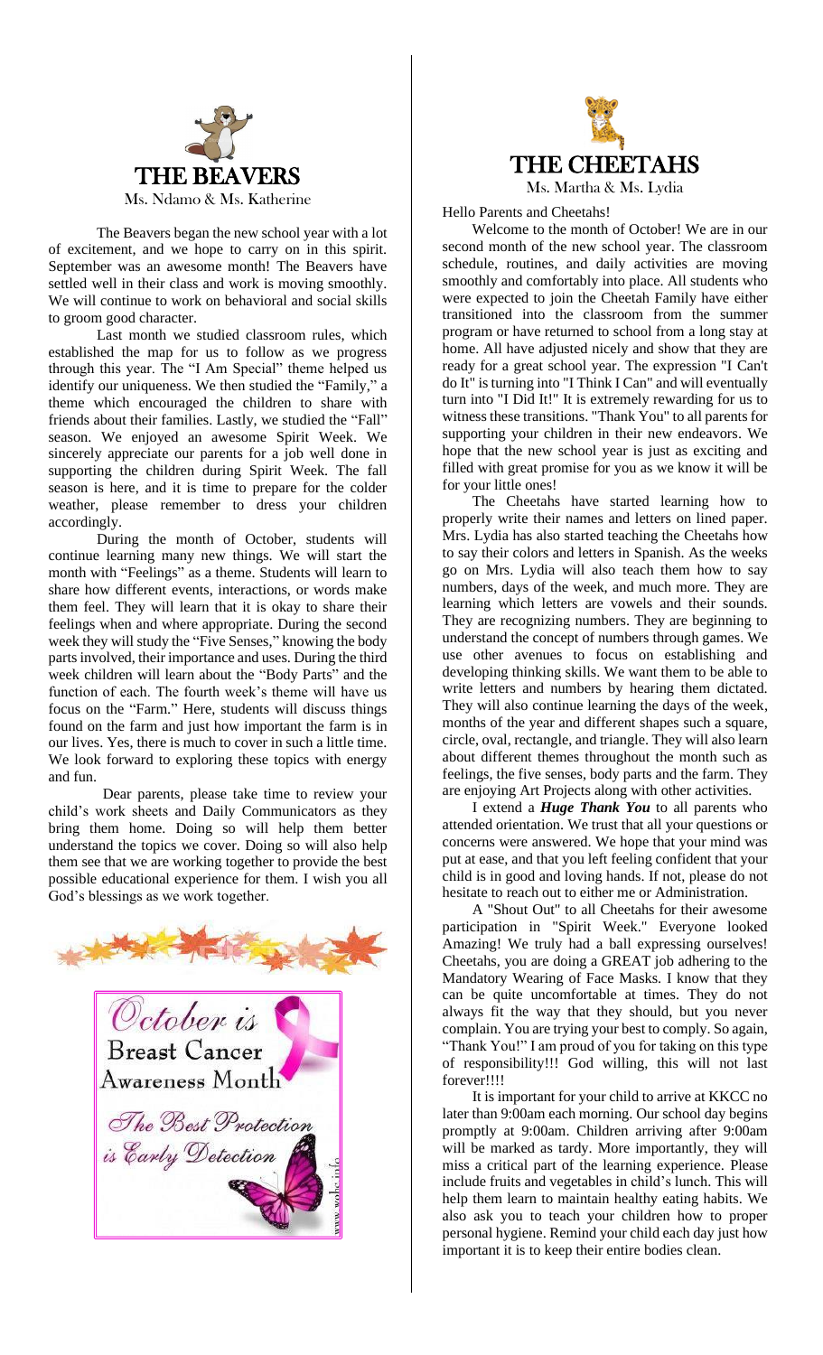# THE BEAVERS

Ms. Ndamo & Ms. Katherine

The Beavers began the new school year with a lot of excitement, and we hope to carry on in this spirit. September was an awesome month! The Beavers have settled well in their class and work is moving smoothly. We will continue to work on behavioral and social skills to groom good character.

Last month we studied classroom rules, which established the map for us to follow as we progress through this year. The "I Am Special" theme helped us identify our uniqueness. We then studied the "Family," a theme which encouraged the children to share with friends about their families. Lastly, we studied the "Fall" season. We enjoyed an awesome Spirit Week. We sincerely appreciate our parents for a job well done in supporting the children during Spirit Week. The fall season is here, and it is time to prepare for the colder weather, please remember to dress your children accordingly.

During the month of October, students will continue learning many new things. We will start the month with "Feelings" as a theme. Students will learn to share how different events, interactions, or words make them feel. They will learn that it is okay to share their feelings when and where appropriate. During the second week they will study the "Five Senses," knowing the body parts involved, their importance and uses. During the third week children will learn about the "Body Parts" and the function of each. The fourth week's theme will have us focus on the "Farm." Here, students will discuss things found on the farm and just how important the farm is in our lives. Yes, there is much to cover in such a little time. We look forward to exploring these topics with energy and fun.

Dear parents, please take time to review your child's work sheets and Daily Communicators as they bring them home. Doing so will help them better understand the topics we cover. Doing so will also help them see that we are working together to provide the best possible educational experience for them. I wish you all God's blessings as we work together.

October is Breast Cancer Awareness Month

The Best Protection is Early Detection

# THE CHEETAHS

Ms. Martha & Ms. Lydia

Hello Parents and Cheetahs!

Welcome to the month of October! We are in our second month of the new school year. The classroom schedule, routines, and daily activities are moving smoothly and comfortably into place. All students who were expected to join the Cheetah Family have either transitioned into the classroom from the summer program or have returned to school from a long stay at home. All have adjusted nicely and show that they are ready for a great school year. The expression "I Can't do It" is turning into "I Think I Can" and will eventually turn into "I Did It!" It is extremely rewarding for us to witness these transitions. "Thank You" to all parents for supporting your children in their new endeavors. We hope that the new school year is just as exciting and filled with great promise for you as we know it will be for your little ones!

The Cheetahs have started learning how to properly write their names and letters on lined paper. Mrs. Lydia has also started teaching the Cheetahs how to say their colors and letters in Spanish. As the weeks go on Mrs. Lydia will also teach them how to say numbers, days of the week, and much more. They are learning which letters are vowels and their sounds. They are recognizing numbers. They are beginning to understand the concept of numbers through games. We use other avenues to focus on establishing and developing thinking skills. We want them to be able to write letters and numbers by hearing them dictated. They will also continue learning the days of the week, months of the year and different shapes such a square, circle, oval, rectangle, and triangle. They will also learn about different themes throughout the month such as feelings, the five senses, body parts and the farm. They are enjoying Art Projects along with other activities.

I extend a ***Huge Thank You*** to all parents who attended orientation. We trust that all your questions or concerns were answered. We hope that your mind was put at ease, and that you left feeling confident that your child is in good and loving hands. If not, please do not hesitate to reach out to either me or Administration.

A "Shout Out" to all Cheetahs for their awesome participation in "Spirit Week." Everyone looked Amazing! We truly had a ball expressing ourselves! Cheetahs, you are doing a GREAT job adhering to the Mandatory Wearing of Face Masks. I know that they can be quite uncomfortable at times. They do not always fit the way that they should, but you never complain. You are trying your best to comply. So again, "Thank You!" I am proud of you for taking on this type of responsibility!!! God willing, this will not last forever!!!!

It is important for your child to arrive at KKCC no later than 9:00am each morning. Our school day begins promptly at 9:00am. Children arriving after 9:00am will be marked as tardy. More importantly, they will miss a critical part of the learning experience. Please include fruits and vegetables in child's lunch. This will help them learn to maintain healthy eating habits. We also ask you to teach your children how to proper personal hygiene. Remind your child each day just how important it is to keep their entire bodies clean.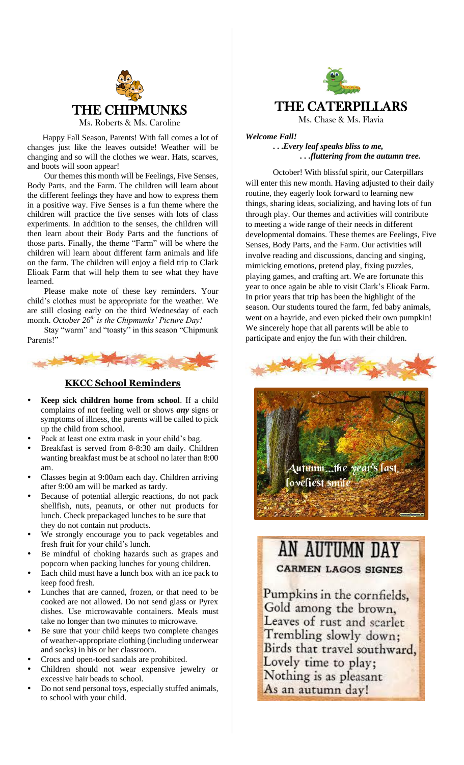# THE CHIPMUNKS

Ms. Roberts & Ms. Caroline

Happy Fall Season, Parents! With fall comes a lot of changes just like the leaves outside! Weather will be changing and so will the clothes we wear. Hats, scarves, and boots will soon appear!

Our themes this month will be Feelings, Five Senses, Body Parts, and the Farm. The children will learn about the different feelings they have and how to express them in a positive way. Five Senses is a fun theme where the children will practice the five senses with lots of class experiments. In addition to the senses, the children will then learn about their Body Parts and the functions of those parts. Finally, the theme "Farm" will be where the children will learn about different farm animals and life on the farm. The children will enjoy a field trip to Clark Elioak Farm that will help them to see what they have learned.

Please make note of these key reminders. Your child's clothes must be appropriate for the weather. We are still closing early on the third Wednesday of each month. *October 26th is the Chipmunks' Picture Day!*

Stay "warm" and "toasty" in this season "Chipmunk Parents!"

## KKCC School Reminders

- **Keep sick children home from school**. If a child complains of not feeling well or shows ***any*** signs or symptoms of illness, the parents will be called to pick up the child from school.
- Pack at least one extra mask in your child's bag.
- Breakfast is served from 8-8:30 am daily. Children wanting breakfast must be at school no later than 8:00 am.
- Classes begin at 9:00am each day. Children arriving after 9:00 am will be marked as tardy.
- Because of potential allergic reactions, do not pack shellfish, nuts, peanuts, or other nut products for lunch. Check prepackaged lunches to be sure that they do not contain nut products.
- We strongly encourage you to pack vegetables and fresh fruit for your child's lunch.
- Be mindful of choking hazards such as grapes and popcorn when packing lunches for young children.
- Each child must have a lunch box with an ice pack to keep food fresh.
- Lunches that are canned, frozen, or that need to be cooked are not allowed. Do not send glass or Pyrex dishes. Use microwavable containers. Meals must take no longer than two minutes to microwave.
- Be sure that your child keeps two complete changes of weather-appropriate clothing (including underwear and socks) in his or her classroom.
- Crocs and open-toed sandals are prohibited.
- Children should not wear expensive jewelry or excessive hair beads to school.
- Do not send personal toys, especially stuffed animals, to school with your child.

# THE CATERPILLARS

Ms. Chase & Ms. Flavia

***Welcome Fall!***

***. . .Every leaf speaks bliss to me,***
***. . .fluttering from the autumn tree.***

October! With blissful spirit, our Caterpillars will enter this new month. Having adjusted to their daily routine, they eagerly look forward to learning new things, sharing ideas, socializing, and having lots of fun through play. Our themes and activities will contribute to meeting a wide range of their needs in different developmental domains. These themes are Feelings, Five Senses, Body Parts, and the Farm. Our activities will involve reading and discussions, dancing and singing, mimicking emotions, pretend play, fixing puzzles, playing games, and crafting art. We are fortunate this year to once again be able to visit Clark's Elioak Farm. In prior years that trip has been the highlight of the season. Our students toured the farm, fed baby animals, went on a hayride, and even picked their own pumpkin! We sincerely hope that all parents will be able to participate and enjoy the fun with their children.

Autumn...the year's last, loveliest smile

## AN AUTUMN DAY

CARMEN LAGOS SIGNES

Pumpkins in the cornfields,
Gold among the brown,
Leaves of rust and scarlet
Trembling slowly down;
Birds that travel southward,
Lovely time to play;
Nothing is as pleasant
As an autumn day!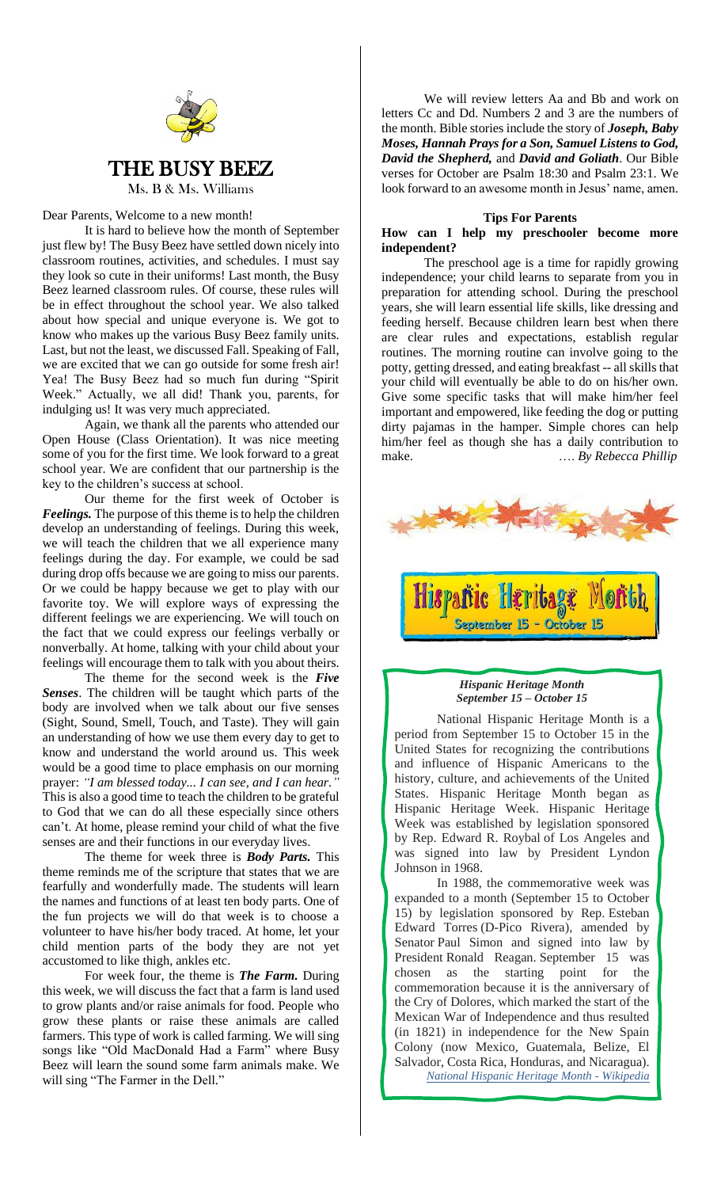# THE BUSY BEEZ

Ms. B & Ms. Williams

Dear Parents, Welcome to a new month!

It is hard to believe how the month of September just flew by! The Busy Beez have settled down nicely into classroom routines, activities, and schedules. I must say they look so cute in their uniforms! Last month, the Busy Beez learned classroom rules. Of course, these rules will be in effect throughout the school year. We also talked about how special and unique everyone is. We got to know who makes up the various Busy Beez family units. Last, but not the least, we discussed Fall. Speaking of Fall, we are excited that we can go outside for some fresh air! Yea! The Busy Beez had so much fun during "Spirit Week." Actually, we all did! Thank you, parents, for indulging us! It was very much appreciated.

Again, we thank all the parents who attended our Open House (Class Orientation). It was nice meeting some of you for the first time. We look forward to a great school year. We are confident that our partnership is the key to the children's success at school.

Our theme for the first week of October is ***Feelings.*** The purpose of this theme is to help the children develop an understanding of feelings. During this week, we will teach the children that we all experience many feelings during the day. For example, we could be sad during drop offs because we are going to miss our parents. Or we could be happy because we get to play with our favorite toy. We will explore ways of expressing the different feelings we are experiencing. We will touch on the fact that we could express our feelings verbally or nonverbally. At home, talking with your child about your feelings will encourage them to talk with you about theirs.

The theme for the second week is the ***Five Senses***. The children will be taught which parts of the body are involved when we talk about our five senses (Sight, Sound, Smell, Touch, and Taste). They will gain an understanding of how we use them every day to get to know and understand the world around us. This week would be a good time to place emphasis on our morning prayer: *"I am blessed today... I can see, and I can hear."* This is also a good time to teach the children to be grateful to God that we can do all these especially since others can't. At home, please remind your child of what the five senses are and their functions in our everyday lives.

The theme for week three is ***Body Parts.*** This theme reminds me of the scripture that states that we are fearfully and wonderfully made. The students will learn the names and functions of at least ten body parts. One of the fun projects we will do that week is to choose a volunteer to have his/her body traced. At home, let your child mention parts of the body they are not yet accustomed to like thigh, ankles etc.

For week four, the theme is ***The Farm.*** During this week, we will discuss the fact that a farm is land used to grow plants and/or raise animals for food. People who grow these plants or raise these animals are called farmers. This type of work is called farming. We will sing songs like "Old MacDonald Had a Farm" where Busy Beez will learn the sound some farm animals make. We will sing "The Farmer in the Dell."

We will review letters Aa and Bb and work on letters Cc and Dd. Numbers 2 and 3 are the numbers of the month. Bible stories include the story of ***Joseph, Baby Moses, Hannah Prays for a Son, Samuel Listens to God, David the Shepherd,*** and ***David and Goliath***. Our Bible verses for October are Psalm 18:30 and Psalm 23:1. We look forward to an awesome month in Jesus' name, amen.

### Tips For Parents

**How can I help my preschooler become more independent?**

The preschool age is a time for rapidly growing independence; your child learns to separate from you in preparation for attending school. During the preschool years, she will learn essential life skills, like dressing and feeding herself. Because children learn best when there are clear rules and expectations, establish regular routines. The morning routine can involve going to the potty, getting dressed, and eating breakfast -- all skills that your child will eventually be able to do on his/her own. Give some specific tasks that will make him/her feel important and empowered, like feeding the dog or putting dirty pajamas in the hamper. Simple chores can help him/her feel as though she has a daily contribution to make. …. *By Rebecca Phillip*

## Hispanic Heritage Month

September 15 – October 15

***Hispanic Heritage Month***
***September 15 – October 15***

National Hispanic Heritage Month is a period from September 15 to October 15 in the United States for recognizing the contributions and influence of Hispanic Americans to the history, culture, and achievements of the United States. Hispanic Heritage Month began as Hispanic Heritage Week. Hispanic Heritage Week was established by legislation sponsored by Rep. Edward R. Roybal of Los Angeles and was signed into law by President Lyndon Johnson in 1968.

In 1988, the commemorative week was expanded to a month (September 15 to October 15) by legislation sponsored by Rep. Esteban Edward Torres (D-Pico Rivera), amended by Senator Paul Simon and signed into law by President Ronald Reagan. September 15 was chosen as the starting point for the commemoration because it is the anniversary of the Cry of Dolores, which marked the start of the Mexican War of Independence and thus resulted (in 1821) in independence for the New Spain Colony (now Mexico, Guatemala, Belize, El Salvador, Costa Rica, Honduras, and Nicaragua).

*National Hispanic Heritage Month - Wikipedia*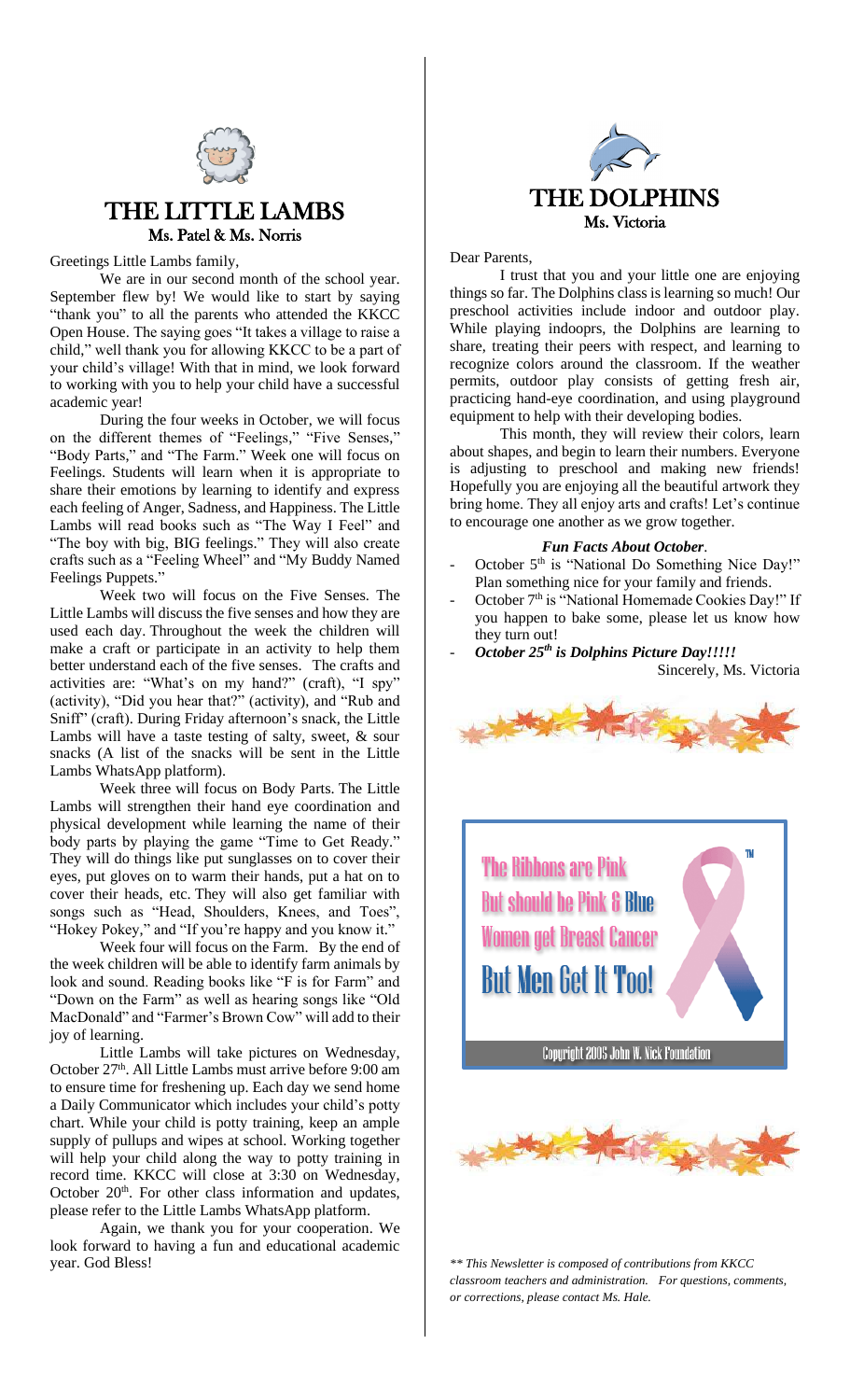# THE LITTLE LAMBS

Ms. Patel & Ms. Norris

Greetings Little Lambs family,

We are in our second month of the school year. September flew by! We would like to start by saying "thank you" to all the parents who attended the KKCC Open House. The saying goes "It takes a village to raise a child," well thank you for allowing KKCC to be a part of your child's village! With that in mind, we look forward to working with you to help your child have a successful academic year!

During the four weeks in October, we will focus on the different themes of "Feelings," "Five Senses," "Body Parts," and "The Farm." Week one will focus on Feelings. Students will learn when it is appropriate to share their emotions by learning to identify and express each feeling of Anger, Sadness, and Happiness. The Little Lambs will read books such as "The Way I Feel" and "The boy with big, BIG feelings." They will also create crafts such as a "Feeling Wheel" and "My Buddy Named Feelings Puppets."

Week two will focus on the Five Senses. The Little Lambs will discuss the five senses and how they are used each day. Throughout the week the children will make a craft or participate in an activity to help them better understand each of the five senses. The crafts and activities are: "What's on my hand?" (craft), "I spy" (activity), "Did you hear that?" (activity), and "Rub and Sniff" (craft). During Friday afternoon's snack, the Little Lambs will have a taste testing of salty, sweet, & sour snacks (A list of the snacks will be sent in the Little Lambs WhatsApp platform).

Week three will focus on Body Parts. The Little Lambs will strengthen their hand eye coordination and physical development while learning the name of their body parts by playing the game "Time to Get Ready." They will do things like put sunglasses on to cover their eyes, put gloves on to warm their hands, put a hat on to cover their heads, etc. They will also get familiar with songs such as "Head, Shoulders, Knees, and Toes", "Hokey Pokey," and "If you're happy and you know it."

Week four will focus on the Farm. By the end of the week children will be able to identify farm animals by look and sound. Reading books like "F is for Farm" and "Down on the Farm" as well as hearing songs like "Old MacDonald" and "Farmer's Brown Cow" will add to their joy of learning.

Little Lambs will take pictures on Wednesday, October 27th. All Little Lambs must arrive before 9:00 am to ensure time for freshening up. Each day we send home a Daily Communicator which includes your child's potty chart. While your child is potty training, keep an ample supply of pullups and wipes at school. Working together will help your child along the way to potty training in record time. KKCC will close at 3:30 on Wednesday, October 20th. For other class information and updates, please refer to the Little Lambs WhatsApp platform.

Again, we thank you for your cooperation. We look forward to having a fun and educational academic year. God Bless!

# THE DOLPHINS

Ms. Victoria

Dear Parents,

I trust that you and your little one are enjoying things so far. The Dolphins class is learning so much! Our preschool activities include indoor and outdoor play. While playing indooprs, the Dolphins are learning to share, treating their peers with respect, and learning to recognize colors around the classroom. If the weather permits, outdoor play consists of getting fresh air, practicing hand-eye coordination, and using playground equipment to help with their developing bodies.

This month, they will review their colors, learn about shapes, and begin to learn their numbers. Everyone is adjusting to preschool and making new friends! Hopefully you are enjoying all the beautiful artwork they bring home. They all enjoy arts and crafts! Let's continue to encourage one another as we grow together.

***Fun Facts About October*.**

- October 5th is "National Do Something Nice Day!" Plan something nice for your family and friends.
- October 7th is "National Homemade Cookies Day!" If you happen to bake some, please let us know how they turn out!
- ***October 25th is Dolphins Picture Day!!!!!***

Sincerely, Ms. Victoria

The Ribbons are Pink
But should be Pink & Blue
Women get Breast Cancer
But Men Get It Too!

Copyright 2005 John W. Nick Foundation

*** This Newsletter is composed of contributions from KKCC classroom teachers and administration. For questions, comments, or corrections, please contact Ms. Hale.*